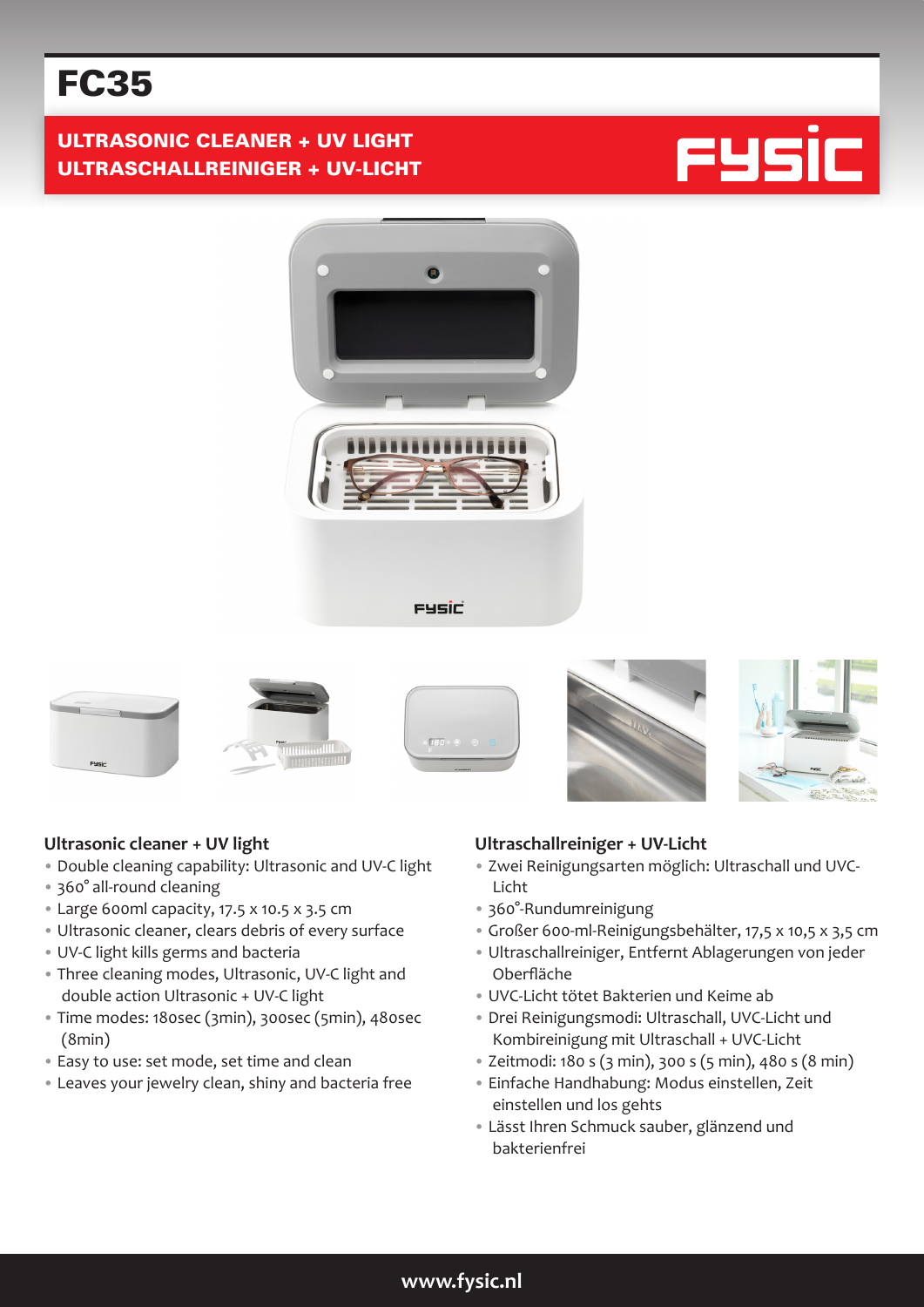# FC35

**ULTRASONIC CLEANER + UV LIGHT**
**ULTRASCHALLREINIGER + UV-LICHT**

FYSIC

## Ultrasonic cleaner + UV light

- Double cleaning capability: Ultrasonic and UV-C light
- 360° all-round cleaning
- Large 600ml capacity, 17.5 x 10.5 x 3.5 cm
- Ultrasonic cleaner, clears debris of every surface
- UV-C light kills germs and bacteria
- Three cleaning modes, Ultrasonic, UV-C light and double action Ultrasonic + UV-C light
- Time modes: 180sec (3min), 300sec (5min), 480sec (8min)
- Easy to use: set mode, set time and clean
- Leaves your jewelry clean, shiny and bacteria free

## Ultraschallreiniger + UV-Licht

- Zwei Reinigungsarten möglich: Ultraschall und UVC-Licht
- 360°-Rundumreinigung
- Großer 600-ml-Reinigungsbehälter, 17,5 x 10,5 x 3,5 cm
- Ultraschallreiniger, Entfernt Ablagerungen von jeder Oberfläche
- UVC-Licht tötet Bakterien und Keime ab
- Drei Reinigungsmodi: Ultraschall, UVC-Licht und Kombireinigung mit Ultraschall + UVC-Licht
- Zeitmodi: 180 s (3 min), 300 s (5 min), 480 s (8 min)
- Einfache Handhabung: Modus einstellen, Zeit einstellen und los gehts
- Lässt Ihren Schmuck sauber, glänzend und bakterienfrei

www.fysic.nl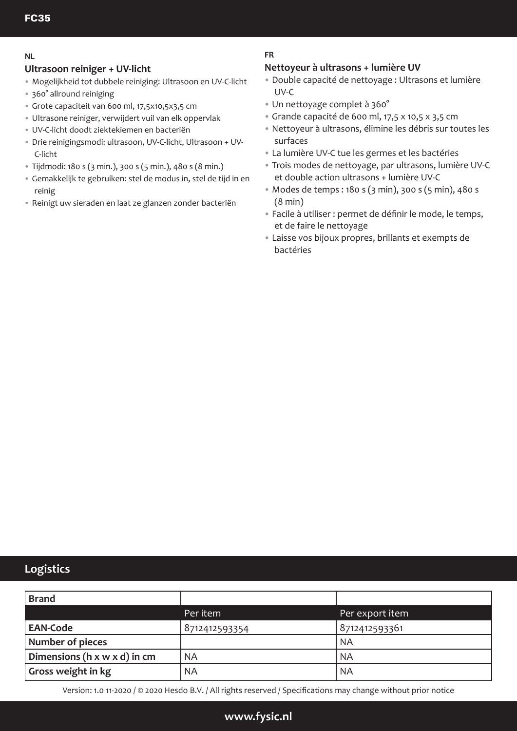NL

### Ultrasoon reiniger + UV-licht

- Mogelijkheid tot dubbele reiniging: Ultrasoon en UV-C-licht
- 360° allround reiniging
- Grote capaciteit van 600 ml, 17,5x10,5x3,5 cm
- Ultrasone reiniger, verwijdert vuil van elk oppervlak
- UV-C-licht doodt ziektekiemen en bacteriën
- Drie reinigingsmodi: ultrasoon, UV-C-licht, Ultrasoon + UV-C-licht
- Tijdmodi: 180 s (3 min.), 300 s (5 min.), 480 s (8 min.)
- Gemakkelijk te gebruiken: stel de modus in, stel de tijd in en reinig
- Reinigt uw sieraden en laat ze glanzen zonder bacteriën

FR

### Nettoyeur à ultrasons + lumière UV

- Double capacité de nettoyage : Ultrasons et lumière UV-C
- Un nettoyage complet à 360°
- Grande capacité de 600 ml, 17,5 x 10,5 x 3,5 cm
- Nettoyeur à ultrasons, élimine les débris sur toutes les surfaces
- La lumière UV-C tue les germes et les bactéries
- Trois modes de nettoyage, par ultrasons, lumière UV-C et double action ultrasons + lumière UV-C
- Modes de temps : 180 s (3 min), 300 s (5 min), 480 s (8 min)
- Facile à utiliser : permet de définir le mode, le temps, et de faire le nettoyage
- Laisse vos bijoux propres, brillants et exempts de bactéries

## Logistics

| Brand | | |
|---|---|---|
| | Per item | Per export item |
| EAN-Code | 8712412593354 | 8712412593361 |
| Number of pieces | | NA |
| Dimensions (h x w x d) in cm | NA | NA |
| Gross weight in kg | NA | NA |

Version: 1.0 11-2020 / © 2020 Hesdo B.V. / All rights reserved / Specifications may change without prior notice

www.fysic.nl